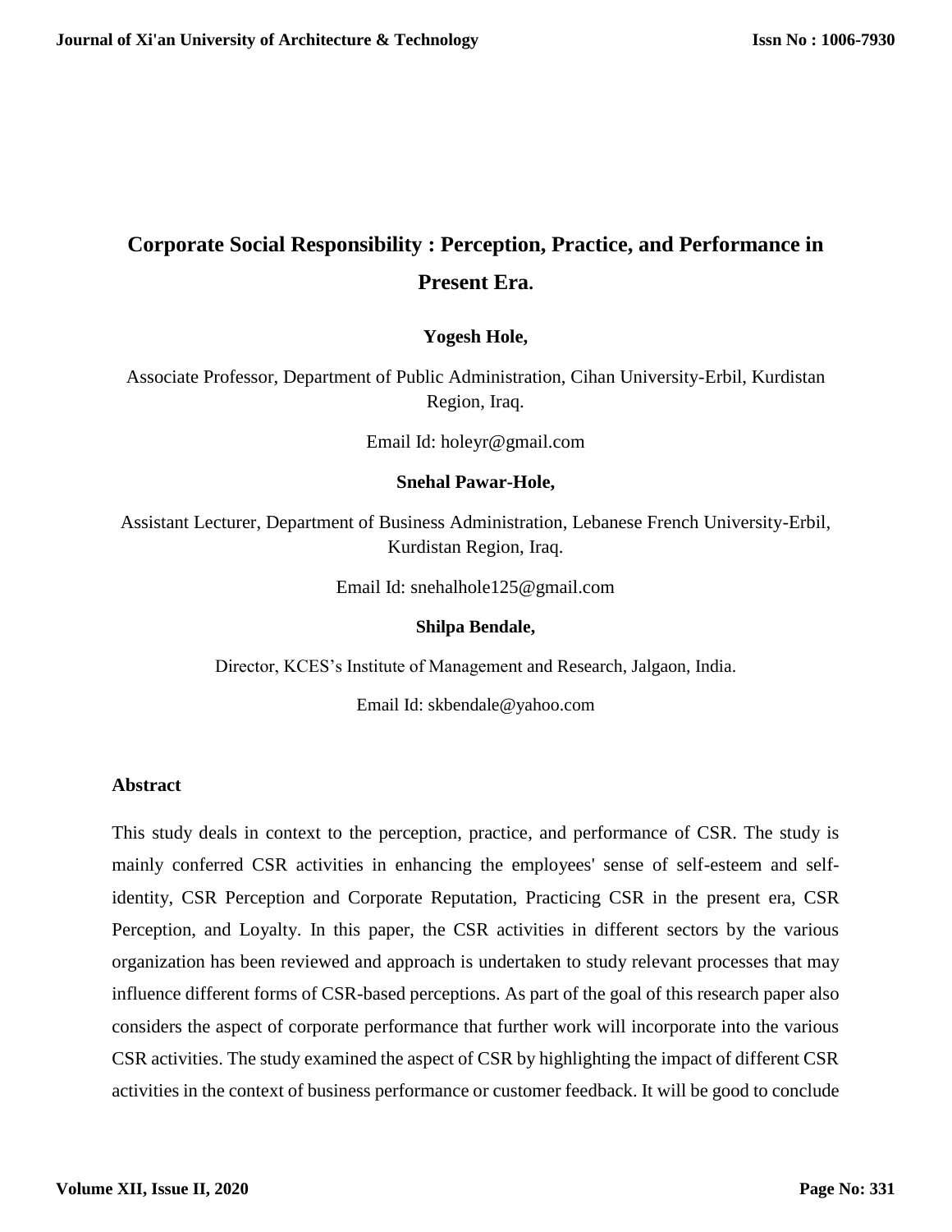# Corporate Social Responsibility : Perception, Practice, and Performance in Present Era.

**Yogesh Hole,**

Associate Professor, Department of Public Administration, Cihan University-Erbil, Kurdistan Region, Iraq.

Email Id: holeyr@gmail.com

**Snehal Pawar-Hole,**

Assistant Lecturer, Department of Business Administration, Lebanese French University-Erbil, Kurdistan Region, Iraq.

Email Id: snehalhole125@gmail.com

**Shilpa Bendale,**

Director, KCES's Institute of Management and Research, Jalgaon, India.

Email Id: skbendale@yahoo.com

## Abstract

This study deals in context to the perception, practice, and performance of CSR. The study is mainly conferred CSR activities in enhancing the employees' sense of self-esteem and self-identity, CSR Perception and Corporate Reputation, Practicing CSR in the present era, CSR Perception, and Loyalty. In this paper, the CSR activities in different sectors by the various organization has been reviewed and approach is undertaken to study relevant processes that may influence different forms of CSR-based perceptions. As part of the goal of this research paper also considers the aspect of corporate performance that further work will incorporate into the various CSR activities. The study examined the aspect of CSR by highlighting the impact of different CSR activities in the context of business performance or customer feedback. It will be good to conclude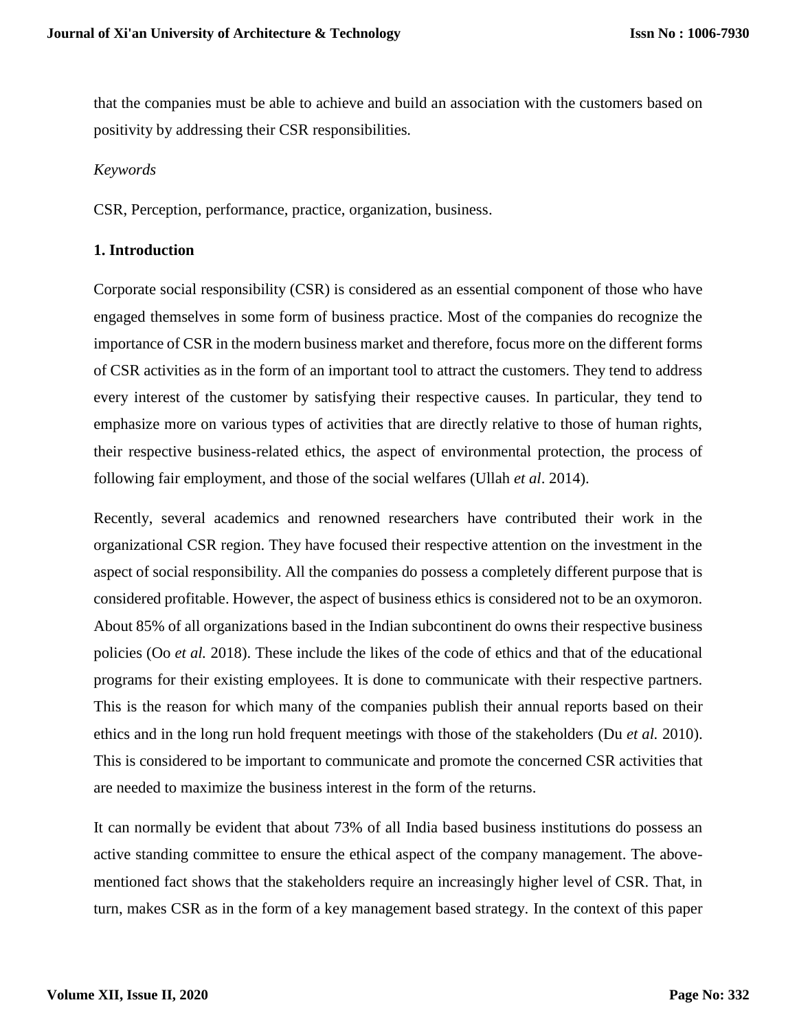that the companies must be able to achieve and build an association with the customers based on positivity by addressing their CSR responsibilities.

*Keywords*

CSR, Perception, performance, practice, organization, business.

## 1. Introduction

Corporate social responsibility (CSR) is considered as an essential component of those who have engaged themselves in some form of business practice. Most of the companies do recognize the importance of CSR in the modern business market and therefore, focus more on the different forms of CSR activities as in the form of an important tool to attract the customers. They tend to address every interest of the customer by satisfying their respective causes. In particular, they tend to emphasize more on various types of activities that are directly relative to those of human rights, their respective business-related ethics, the aspect of environmental protection, the process of following fair employment, and those of the social welfares (Ullah *et al*. 2014).

Recently, several academics and renowned researchers have contributed their work in the organizational CSR region. They have focused their respective attention on the investment in the aspect of social responsibility. All the companies do possess a completely different purpose that is considered profitable. However, the aspect of business ethics is considered not to be an oxymoron. About 85% of all organizations based in the Indian subcontinent do owns their respective business policies (Oo *et al.* 2018). These include the likes of the code of ethics and that of the educational programs for their existing employees. It is done to communicate with their respective partners. This is the reason for which many of the companies publish their annual reports based on their ethics and in the long run hold frequent meetings with those of the stakeholders (Du *et al.* 2010). This is considered to be important to communicate and promote the concerned CSR activities that are needed to maximize the business interest in the form of the returns.

It can normally be evident that about 73% of all India based business institutions do possess an active standing committee to ensure the ethical aspect of the company management. The above-mentioned fact shows that the stakeholders require an increasingly higher level of CSR. That, in turn, makes CSR as in the form of a key management based strategy. In the context of this paper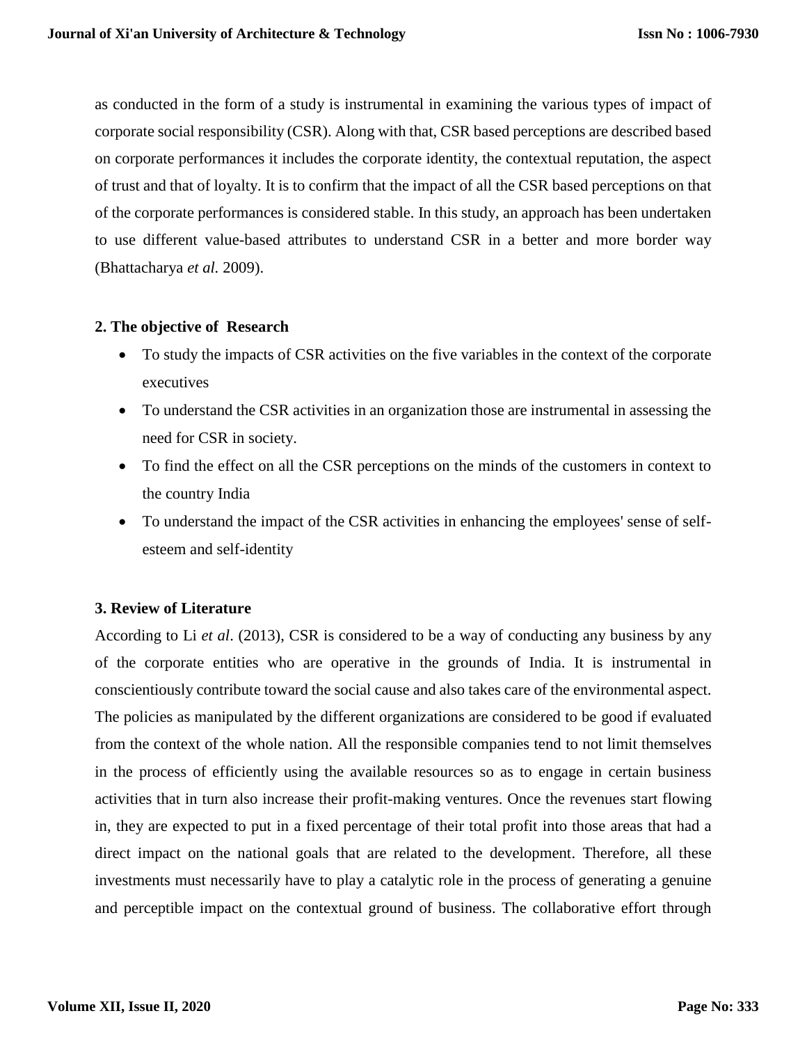as conducted in the form of a study is instrumental in examining the various types of impact of corporate social responsibility (CSR). Along with that, CSR based perceptions are described based on corporate performances it includes the corporate identity, the contextual reputation, the aspect of trust and that of loyalty. It is to confirm that the impact of all the CSR based perceptions on that of the corporate performances is considered stable. In this study, an approach has been undertaken to use different value-based attributes to understand CSR in a better and more border way (Bhattacharya *et al.* 2009).

## 2. The objective of Research

- To study the impacts of CSR activities on the five variables in the context of the corporate executives
- To understand the CSR activities in an organization those are instrumental in assessing the need for CSR in society.
- To find the effect on all the CSR perceptions on the minds of the customers in context to the country India
- To understand the impact of the CSR activities in enhancing the employees' sense of self-esteem and self-identity

## 3. Review of Literature

According to Li *et al*. (2013), CSR is considered to be a way of conducting any business by any of the corporate entities who are operative in the grounds of India. It is instrumental in conscientiously contribute toward the social cause and also takes care of the environmental aspect. The policies as manipulated by the different organizations are considered to be good if evaluated from the context of the whole nation. All the responsible companies tend to not limit themselves in the process of efficiently using the available resources so as to engage in certain business activities that in turn also increase their profit-making ventures. Once the revenues start flowing in, they are expected to put in a fixed percentage of their total profit into those areas that had a direct impact on the national goals that are related to the development. Therefore, all these investments must necessarily have to play a catalytic role in the process of generating a genuine and perceptible impact on the contextual ground of business. The collaborative effort through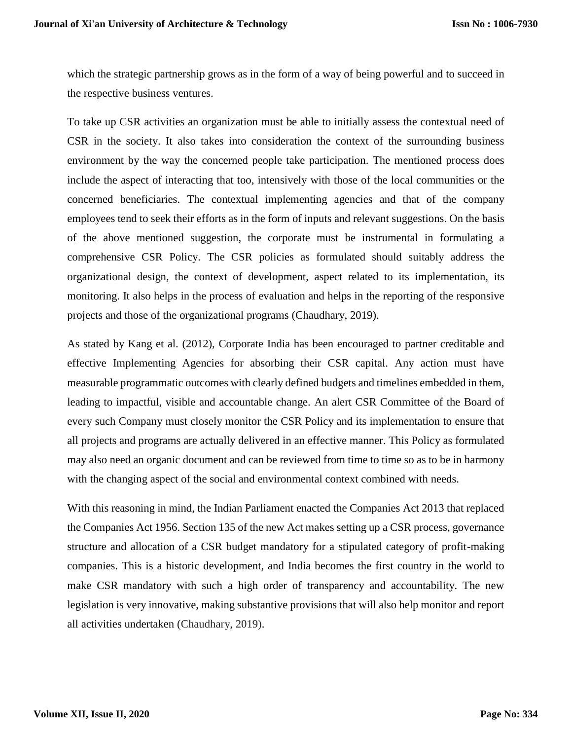which the strategic partnership grows as in the form of a way of being powerful and to succeed in the respective business ventures.

To take up CSR activities an organization must be able to initially assess the contextual need of CSR in the society. It also takes into consideration the context of the surrounding business environment by the way the concerned people take participation. The mentioned process does include the aspect of interacting that too, intensively with those of the local communities or the concerned beneficiaries. The contextual implementing agencies and that of the company employees tend to seek their efforts as in the form of inputs and relevant suggestions. On the basis of the above mentioned suggestion, the corporate must be instrumental in formulating a comprehensive CSR Policy. The CSR policies as formulated should suitably address the organizational design, the context of development, aspect related to its implementation, its monitoring. It also helps in the process of evaluation and helps in the reporting of the responsive projects and those of the organizational programs (Chaudhary, 2019).

As stated by Kang et al. (2012), Corporate India has been encouraged to partner creditable and effective Implementing Agencies for absorbing their CSR capital. Any action must have measurable programmatic outcomes with clearly defined budgets and timelines embedded in them, leading to impactful, visible and accountable change. An alert CSR Committee of the Board of every such Company must closely monitor the CSR Policy and its implementation to ensure that all projects and programs are actually delivered in an effective manner. This Policy as formulated may also need an organic document and can be reviewed from time to time so as to be in harmony with the changing aspect of the social and environmental context combined with needs.

With this reasoning in mind, the Indian Parliament enacted the Companies Act 2013 that replaced the Companies Act 1956. Section 135 of the new Act makes setting up a CSR process, governance structure and allocation of a CSR budget mandatory for a stipulated category of profit-making companies. This is a historic development, and India becomes the first country in the world to make CSR mandatory with such a high order of transparency and accountability. The new legislation is very innovative, making substantive provisions that will also help monitor and report all activities undertaken (Chaudhary, 2019).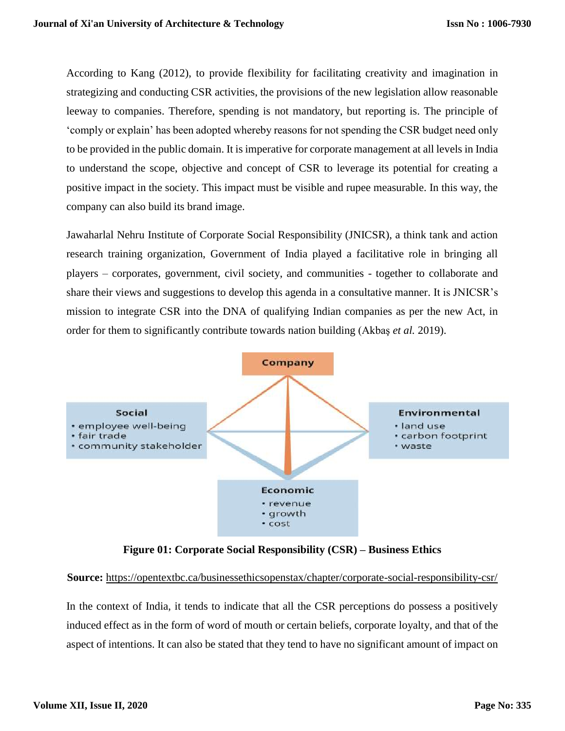According to Kang (2012), to provide flexibility for facilitating creativity and imagination in strategizing and conducting CSR activities, the provisions of the new legislation allow reasonable leeway to companies. Therefore, spending is not mandatory, but reporting is. The principle of 'comply or explain' has been adopted whereby reasons for not spending the CSR budget need only to be provided in the public domain. It is imperative for corporate management at all levels in India to understand the scope, objective and concept of CSR to leverage its potential for creating a positive impact in the society. This impact must be visible and rupee measurable. In this way, the company can also build its brand image.

Jawaharlal Nehru Institute of Corporate Social Responsibility (JNICSR), a think tank and action research training organization, Government of India played a facilitative role in bringing all players – corporates, government, civil society, and communities - together to collaborate and share their views and suggestions to develop this agenda in a consultative manner. It is JNICSR's mission to integrate CSR into the DNA of qualifying Indian companies as per the new Act, in order for them to significantly contribute towards nation building (Akbaş *et al.* 2019).

Company

Social
- employee well-being
- fair trade
- community stakeholder

Environmental
- land use
- carbon footprint
- waste

Economic
- revenue
- growth
- cost

**Figure 01: Corporate Social Responsibility (CSR) – Business Ethics**

**Source:** https://opentextbc.ca/businessethicsopenstax/chapter/corporate-social-responsibility-csr/

In the context of India, it tends to indicate that all the CSR perceptions do possess a positively induced effect as in the form of word of mouth or certain beliefs, corporate loyalty, and that of the aspect of intentions. It can also be stated that they tend to have no significant amount of impact on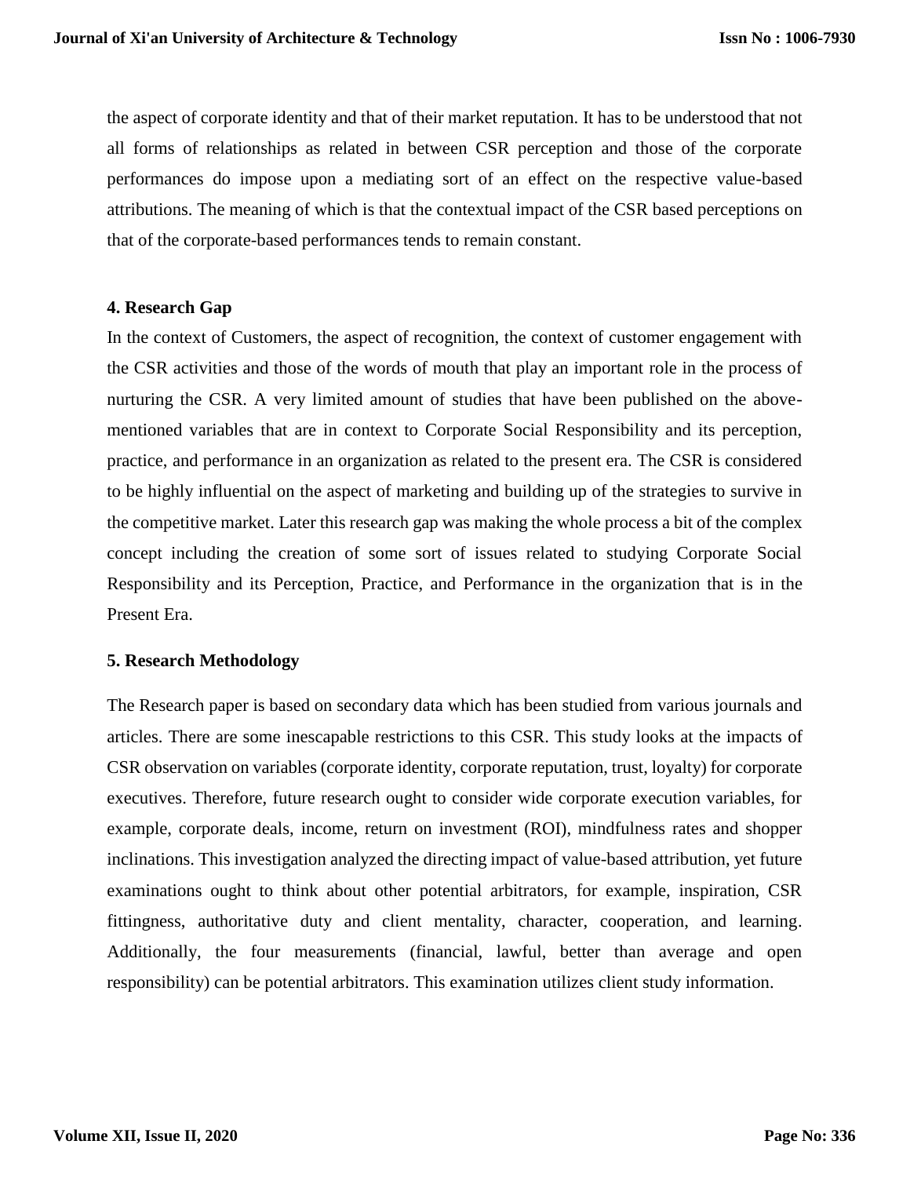the aspect of corporate identity and that of their market reputation. It has to be understood that not all forms of relationships as related in between CSR perception and those of the corporate performances do impose upon a mediating sort of an effect on the respective value-based attributions. The meaning of which is that the contextual impact of the CSR based perceptions on that of the corporate-based performances tends to remain constant.

## 4. Research Gap

In the context of Customers, the aspect of recognition, the context of customer engagement with the CSR activities and those of the words of mouth that play an important role in the process of nurturing the CSR. A very limited amount of studies that have been published on the above-mentioned variables that are in context to Corporate Social Responsibility and its perception, practice, and performance in an organization as related to the present era. The CSR is considered to be highly influential on the aspect of marketing and building up of the strategies to survive in the competitive market. Later this research gap was making the whole process a bit of the complex concept including the creation of some sort of issues related to studying Corporate Social Responsibility and its Perception, Practice, and Performance in the organization that is in the Present Era.

## 5. Research Methodology

The Research paper is based on secondary data which has been studied from various journals and articles. There are some inescapable restrictions to this CSR. This study looks at the impacts of CSR observation on variables (corporate identity, corporate reputation, trust, loyalty) for corporate executives. Therefore, future research ought to consider wide corporate execution variables, for example, corporate deals, income, return on investment (ROI), mindfulness rates and shopper inclinations. This investigation analyzed the directing impact of value-based attribution, yet future examinations ought to think about other potential arbitrators, for example, inspiration, CSR fittingness, authoritative duty and client mentality, character, cooperation, and learning. Additionally, the four measurements (financial, lawful, better than average and open responsibility) can be potential arbitrators. This examination utilizes client study information.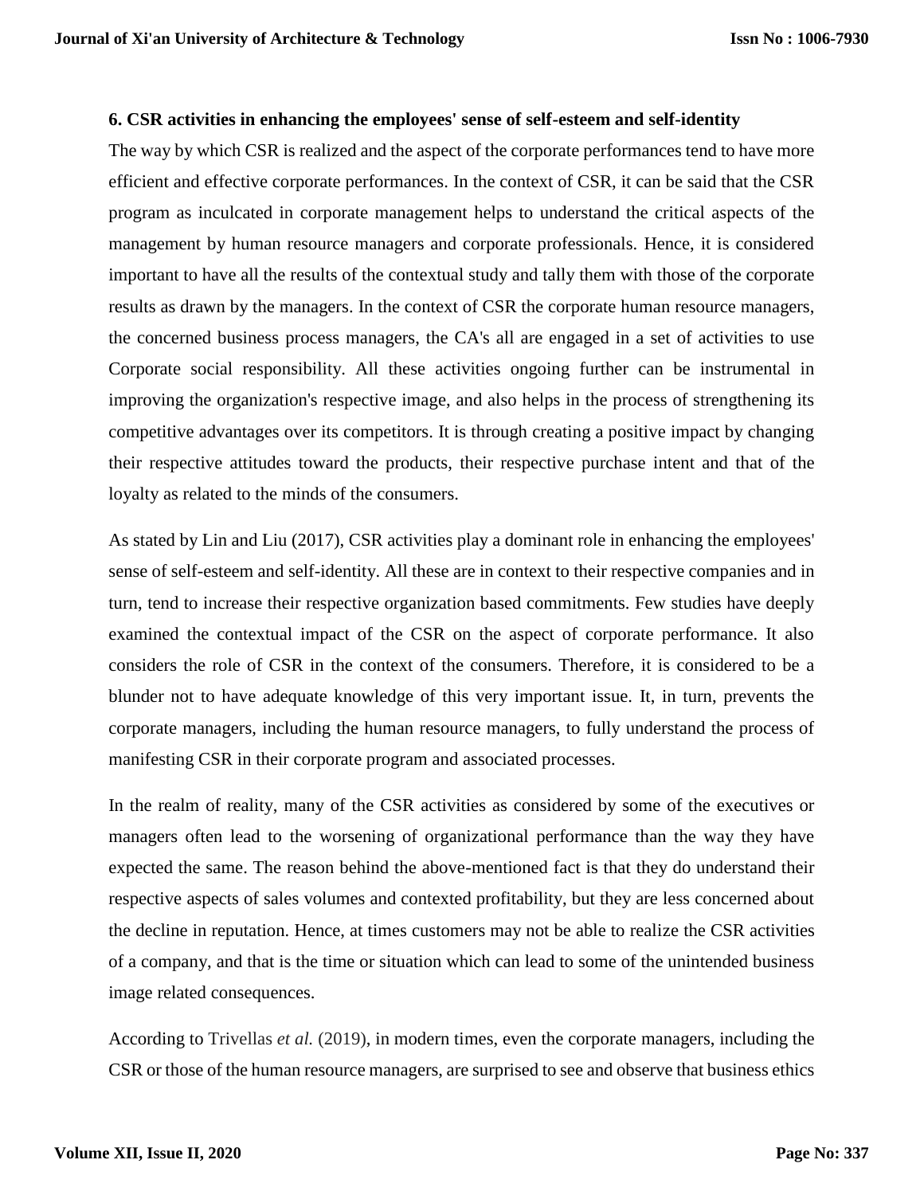### 6. CSR activities in enhancing the employees' sense of self-esteem and self-identity

The way by which CSR is realized and the aspect of the corporate performances tend to have more efficient and effective corporate performances. In the context of CSR, it can be said that the CSR program as inculcated in corporate management helps to understand the critical aspects of the management by human resource managers and corporate professionals. Hence, it is considered important to have all the results of the contextual study and tally them with those of the corporate results as drawn by the managers. In the context of CSR the corporate human resource managers, the concerned business process managers, the CA's all are engaged in a set of activities to use Corporate social responsibility. All these activities ongoing further can be instrumental in improving the organization's respective image, and also helps in the process of strengthening its competitive advantages over its competitors. It is through creating a positive impact by changing their respective attitudes toward the products, their respective purchase intent and that of the loyalty as related to the minds of the consumers.

As stated by Lin and Liu (2017), CSR activities play a dominant role in enhancing the employees' sense of self-esteem and self-identity. All these are in context to their respective companies and in turn, tend to increase their respective organization based commitments. Few studies have deeply examined the contextual impact of the CSR on the aspect of corporate performance. It also considers the role of CSR in the context of the consumers. Therefore, it is considered to be a blunder not to have adequate knowledge of this very important issue. It, in turn, prevents the corporate managers, including the human resource managers, to fully understand the process of manifesting CSR in their corporate program and associated processes.

In the realm of reality, many of the CSR activities as considered by some of the executives or managers often lead to the worsening of organizational performance than the way they have expected the same. The reason behind the above-mentioned fact is that they do understand their respective aspects of sales volumes and contexted profitability, but they are less concerned about the decline in reputation. Hence, at times customers may not be able to realize the CSR activities of a company, and that is the time or situation which can lead to some of the unintended business image related consequences.

According to Trivellas *et al.* (2019), in modern times, even the corporate managers, including the CSR or those of the human resource managers, are surprised to see and observe that business ethics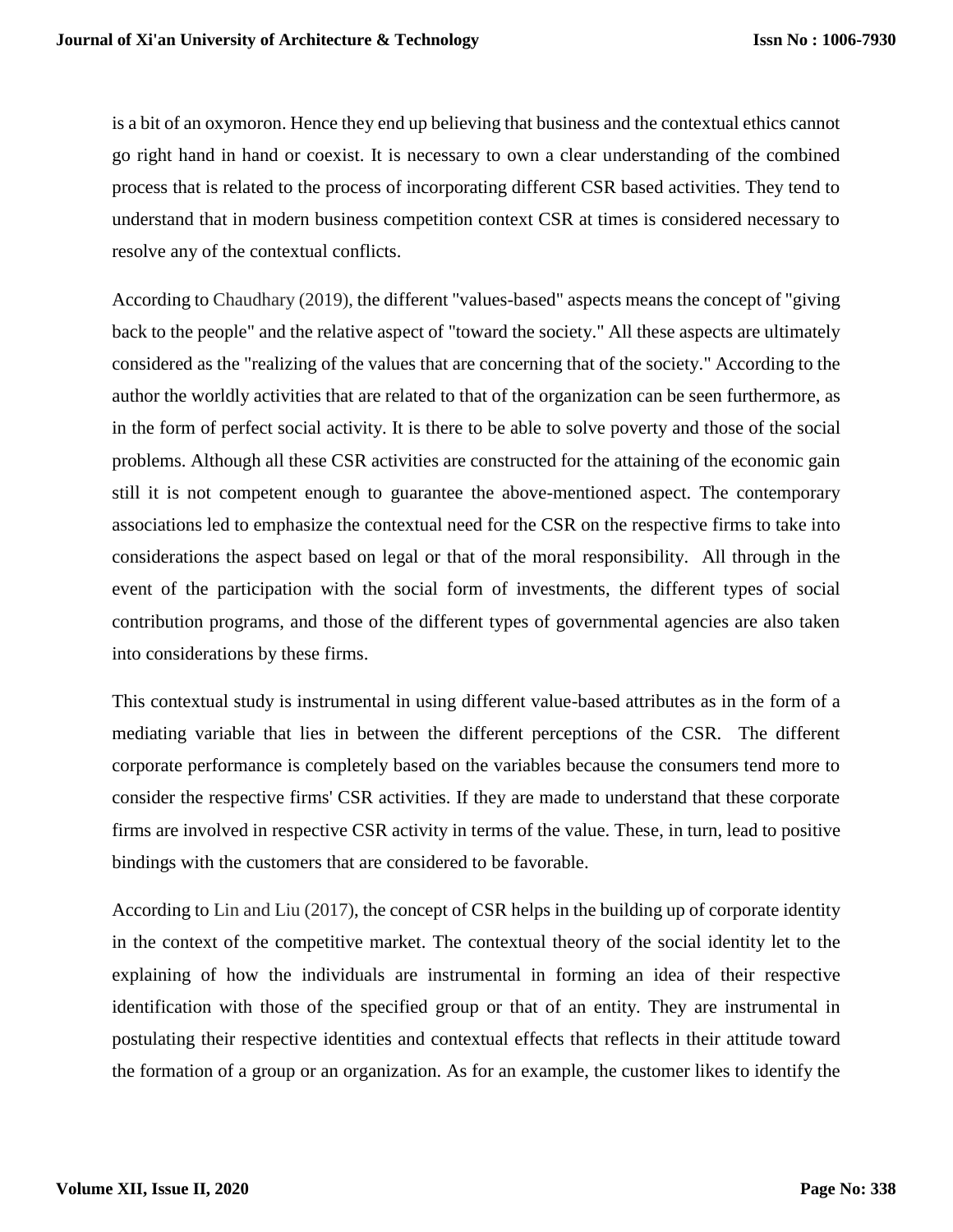is a bit of an oxymoron. Hence they end up believing that business and the contextual ethics cannot go right hand in hand or coexist. It is necessary to own a clear understanding of the combined process that is related to the process of incorporating different CSR based activities. They tend to understand that in modern business competition context CSR at times is considered necessary to resolve any of the contextual conflicts.

According to Chaudhary (2019), the different "values-based" aspects means the concept of "giving back to the people" and the relative aspect of "toward the society." All these aspects are ultimately considered as the "realizing of the values that are concerning that of the society." According to the author the worldly activities that are related to that of the organization can be seen furthermore, as in the form of perfect social activity. It is there to be able to solve poverty and those of the social problems. Although all these CSR activities are constructed for the attaining of the economic gain still it is not competent enough to guarantee the above-mentioned aspect. The contemporary associations led to emphasize the contextual need for the CSR on the respective firms to take into considerations the aspect based on legal or that of the moral responsibility. All through in the event of the participation with the social form of investments, the different types of social contribution programs, and those of the different types of governmental agencies are also taken into considerations by these firms.

This contextual study is instrumental in using different value-based attributes as in the form of a mediating variable that lies in between the different perceptions of the CSR. The different corporate performance is completely based on the variables because the consumers tend more to consider the respective firms' CSR activities. If they are made to understand that these corporate firms are involved in respective CSR activity in terms of the value. These, in turn, lead to positive bindings with the customers that are considered to be favorable.

According to Lin and Liu (2017), the concept of CSR helps in the building up of corporate identity in the context of the competitive market. The contextual theory of the social identity let to the explaining of how the individuals are instrumental in forming an idea of their respective identification with those of the specified group or that of an entity. They are instrumental in postulating their respective identities and contextual effects that reflects in their attitude toward the formation of a group or an organization. As for an example, the customer likes to identify the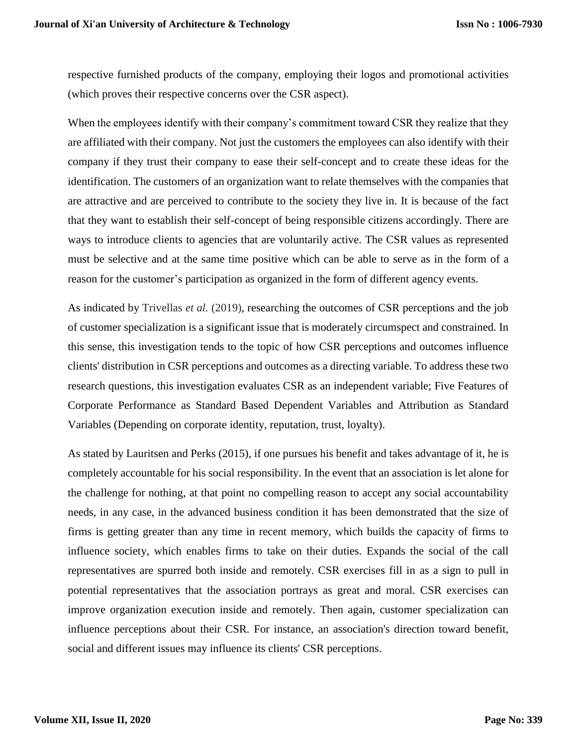respective furnished products of the company, employing their logos and promotional activities (which proves their respective concerns over the CSR aspect).

When the employees identify with their company's commitment toward CSR they realize that they are affiliated with their company. Not just the customers the employees can also identify with their company if they trust their company to ease their self-concept and to create these ideas for the identification. The customers of an organization want to relate themselves with the companies that are attractive and are perceived to contribute to the society they live in. It is because of the fact that they want to establish their self-concept of being responsible citizens accordingly. There are ways to introduce clients to agencies that are voluntarily active. The CSR values as represented must be selective and at the same time positive which can be able to serve as in the form of a reason for the customer's participation as organized in the form of different agency events.

As indicated by Trivellas *et al.* (2019), researching the outcomes of CSR perceptions and the job of customer specialization is a significant issue that is moderately circumspect and constrained. In this sense, this investigation tends to the topic of how CSR perceptions and outcomes influence clients' distribution in CSR perceptions and outcomes as a directing variable. To address these two research questions, this investigation evaluates CSR as an independent variable; Five Features of Corporate Performance as Standard Based Dependent Variables and Attribution as Standard Variables (Depending on corporate identity, reputation, trust, loyalty).

As stated by Lauritsen and Perks (2015), if one pursues his benefit and takes advantage of it, he is completely accountable for his social responsibility. In the event that an association is let alone for the challenge for nothing, at that point no compelling reason to accept any social accountability needs, in any case, in the advanced business condition it has been demonstrated that the size of firms is getting greater than any time in recent memory, which builds the capacity of firms to influence society, which enables firms to take on their duties. Expands the social of the call representatives are spurred both inside and remotely. CSR exercises fill in as a sign to pull in potential representatives that the association portrays as great and moral. CSR exercises can improve organization execution inside and remotely. Then again, customer specialization can influence perceptions about their CSR. For instance, an association's direction toward benefit, social and different issues may influence its clients' CSR perceptions.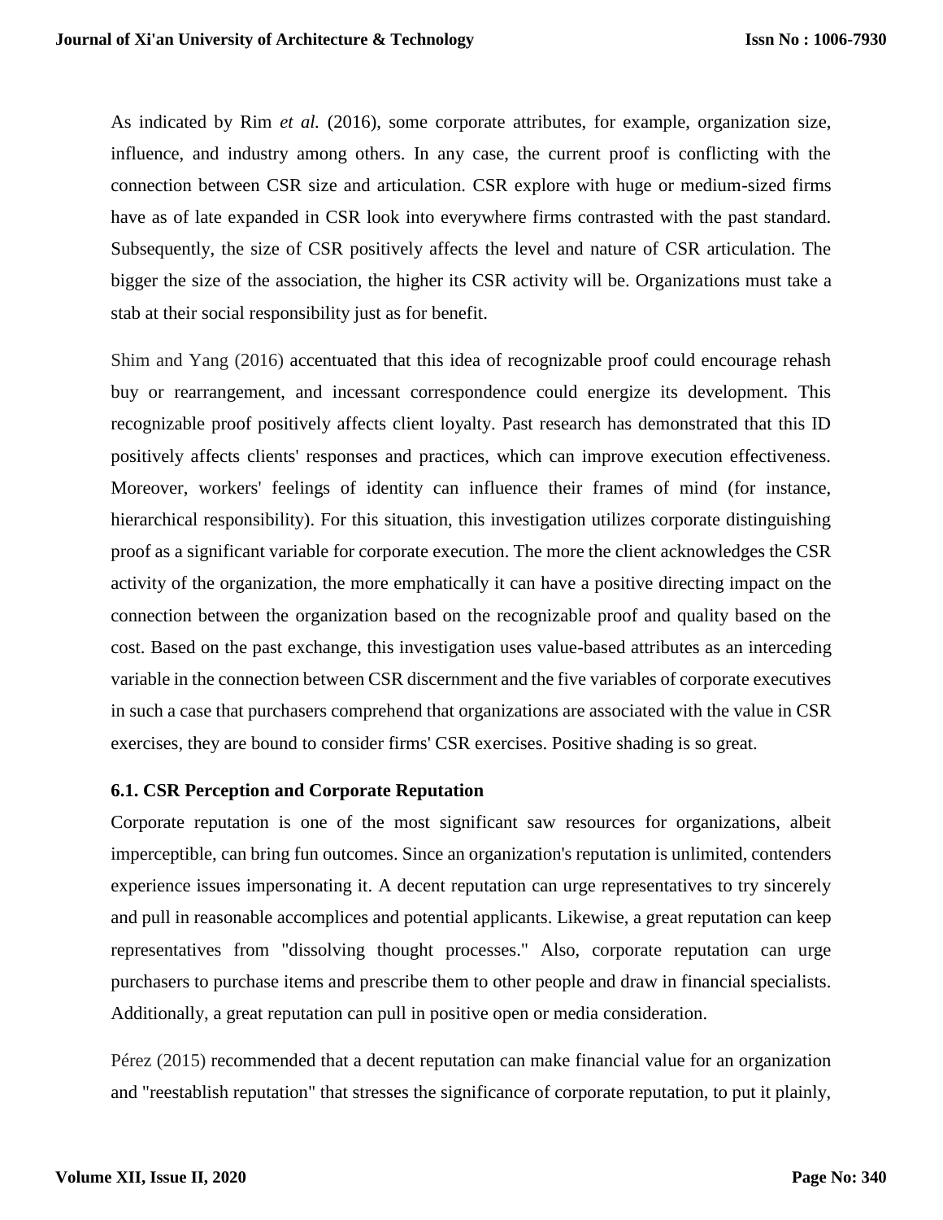As indicated by Rim *et al.* (2016), some corporate attributes, for example, organization size, influence, and industry among others. In any case, the current proof is conflicting with the connection between CSR size and articulation. CSR explore with huge or medium-sized firms have as of late expanded in CSR look into everywhere firms contrasted with the past standard. Subsequently, the size of CSR positively affects the level and nature of CSR articulation. The bigger the size of the association, the higher its CSR activity will be. Organizations must take a stab at their social responsibility just as for benefit.

Shim and Yang (2016) accentuated that this idea of recognizable proof could encourage rehash buy or rearrangement, and incessant correspondence could energize its development. This recognizable proof positively affects client loyalty. Past research has demonstrated that this ID positively affects clients' responses and practices, which can improve execution effectiveness. Moreover, workers' feelings of identity can influence their frames of mind (for instance, hierarchical responsibility). For this situation, this investigation utilizes corporate distinguishing proof as a significant variable for corporate execution. The more the client acknowledges the CSR activity of the organization, the more emphatically it can have a positive directing impact on the connection between the organization based on the recognizable proof and quality based on the cost. Based on the past exchange, this investigation uses value-based attributes as an interceding variable in the connection between CSR discernment and the five variables of corporate executives in such a case that purchasers comprehend that organizations are associated with the value in CSR exercises, they are bound to consider firms' CSR exercises. Positive shading is so great.

### 6.1. CSR Perception and Corporate Reputation

Corporate reputation is one of the most significant saw resources for organizations, albeit imperceptible, can bring fun outcomes. Since an organization's reputation is unlimited, contenders experience issues impersonating it. A decent reputation can urge representatives to try sincerely and pull in reasonable accomplices and potential applicants. Likewise, a great reputation can keep representatives from "dissolving thought processes." Also, corporate reputation can urge purchasers to purchase items and prescribe them to other people and draw in financial specialists. Additionally, a great reputation can pull in positive open or media consideration.

Pérez (2015) recommended that a decent reputation can make financial value for an organization and "reestablish reputation" that stresses the significance of corporate reputation, to put it plainly,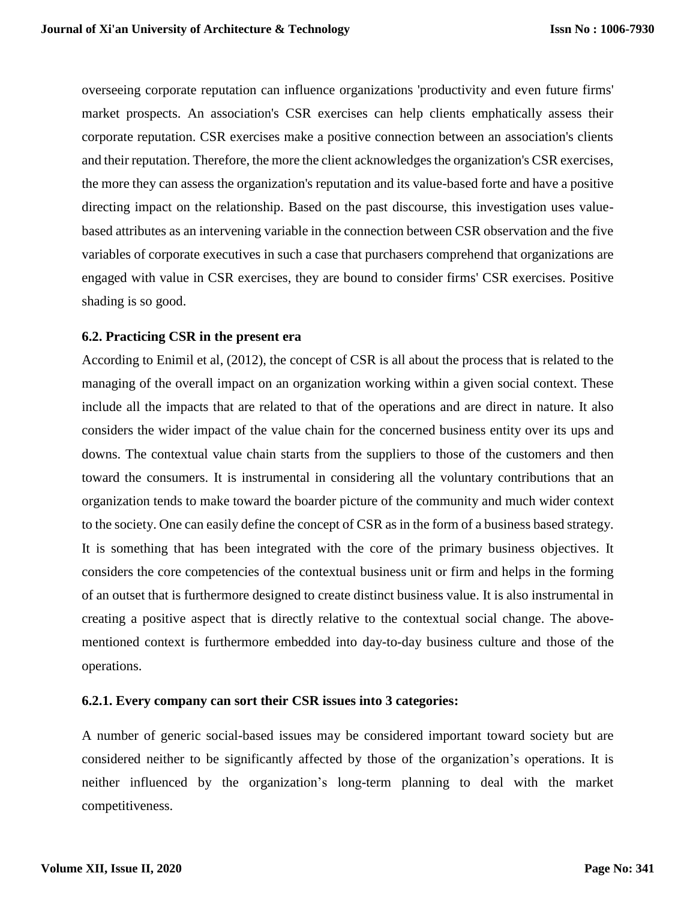overseeing corporate reputation can influence organizations 'productivity and even future firms' market prospects. An association's CSR exercises can help clients emphatically assess their corporate reputation. CSR exercises make a positive connection between an association's clients and their reputation. Therefore, the more the client acknowledges the organization's CSR exercises, the more they can assess the organization's reputation and its value-based forte and have a positive directing impact on the relationship. Based on the past discourse, this investigation uses value-based attributes as an intervening variable in the connection between CSR observation and the five variables of corporate executives in such a case that purchasers comprehend that organizations are engaged with value in CSR exercises, they are bound to consider firms' CSR exercises. Positive shading is so good.

### 6.2. Practicing CSR in the present era

According to Enimil et al, (2012), the concept of CSR is all about the process that is related to the managing of the overall impact on an organization working within a given social context. These include all the impacts that are related to that of the operations and are direct in nature. It also considers the wider impact of the value chain for the concerned business entity over its ups and downs. The contextual value chain starts from the suppliers to those of the customers and then toward the consumers. It is instrumental in considering all the voluntary contributions that an organization tends to make toward the boarder picture of the community and much wider context to the society. One can easily define the concept of CSR as in the form of a business based strategy. It is something that has been integrated with the core of the primary business objectives. It considers the core competencies of the contextual business unit or firm and helps in the forming of an outset that is furthermore designed to create distinct business value. It is also instrumental in creating a positive aspect that is directly relative to the contextual social change. The above-mentioned context is furthermore embedded into day-to-day business culture and those of the operations.

#### 6.2.1. Every company can sort their CSR issues into 3 categories:

A number of generic social-based issues may be considered important toward society but are considered neither to be significantly affected by those of the organization's operations. It is neither influenced by the organization's long-term planning to deal with the market competitiveness.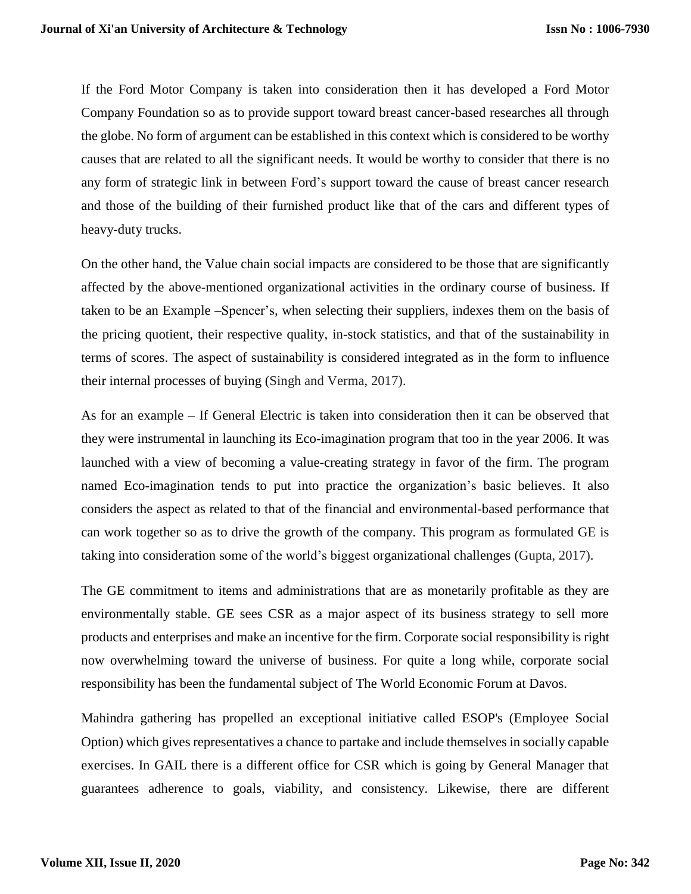If the Ford Motor Company is taken into consideration then it has developed a Ford Motor Company Foundation so as to provide support toward breast cancer-based researches all through the globe. No form of argument can be established in this context which is considered to be worthy causes that are related to all the significant needs. It would be worthy to consider that there is no any form of strategic link in between Ford's support toward the cause of breast cancer research and those of the building of their furnished product like that of the cars and different types of heavy-duty trucks.

On the other hand, the Value chain social impacts are considered to be those that are significantly affected by the above-mentioned organizational activities in the ordinary course of business. If taken to be an Example –Spencer's, when selecting their suppliers, indexes them on the basis of the pricing quotient, their respective quality, in-stock statistics, and that of the sustainability in terms of scores. The aspect of sustainability is considered integrated as in the form to influence their internal processes of buying (Singh and Verma, 2017).

As for an example – If General Electric is taken into consideration then it can be observed that they were instrumental in launching its Eco-imagination program that too in the year 2006. It was launched with a view of becoming a value-creating strategy in favor of the firm. The program named Eco-imagination tends to put into practice the organization's basic believes. It also considers the aspect as related to that of the financial and environmental-based performance that can work together so as to drive the growth of the company. This program as formulated GE is taking into consideration some of the world's biggest organizational challenges (Gupta, 2017).

The GE commitment to items and administrations that are as monetarily profitable as they are environmentally stable. GE sees CSR as a major aspect of its business strategy to sell more products and enterprises and make an incentive for the firm. Corporate social responsibility is right now overwhelming toward the universe of business. For quite a long while, corporate social responsibility has been the fundamental subject of The World Economic Forum at Davos.

Mahindra gathering has propelled an exceptional initiative called ESOP's (Employee Social Option) which gives representatives a chance to partake and include themselves in socially capable exercises. In GAIL there is a different office for CSR which is going by General Manager that guarantees adherence to goals, viability, and consistency. Likewise, there are different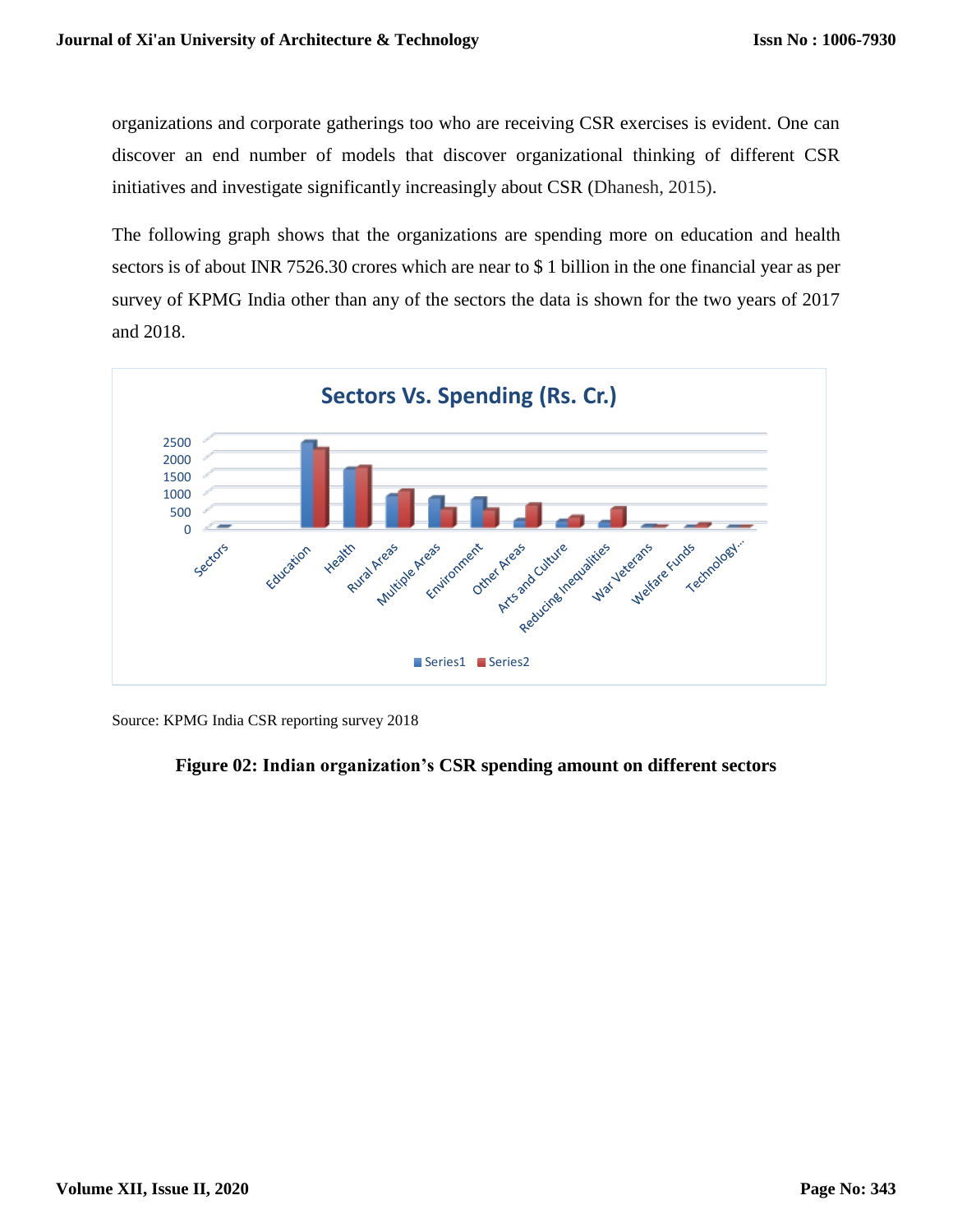organizations and corporate gatherings too who are receiving CSR exercises is evident. One can discover an end number of models that discover organizational thinking of different CSR initiatives and investigate significantly increasingly about CSR (Dhanesh, 2015).

The following graph shows that the organizations are spending more on education and health sectors is of about INR 7526.30 crores which are near to $ 1 billion in the one financial year as per survey of KPMG India other than any of the sectors the data is shown for the two years of 2017 and 2018.

Source: KPMG India CSR reporting survey 2018

**Figure 02: Indian organization's CSR spending amount on different sectors**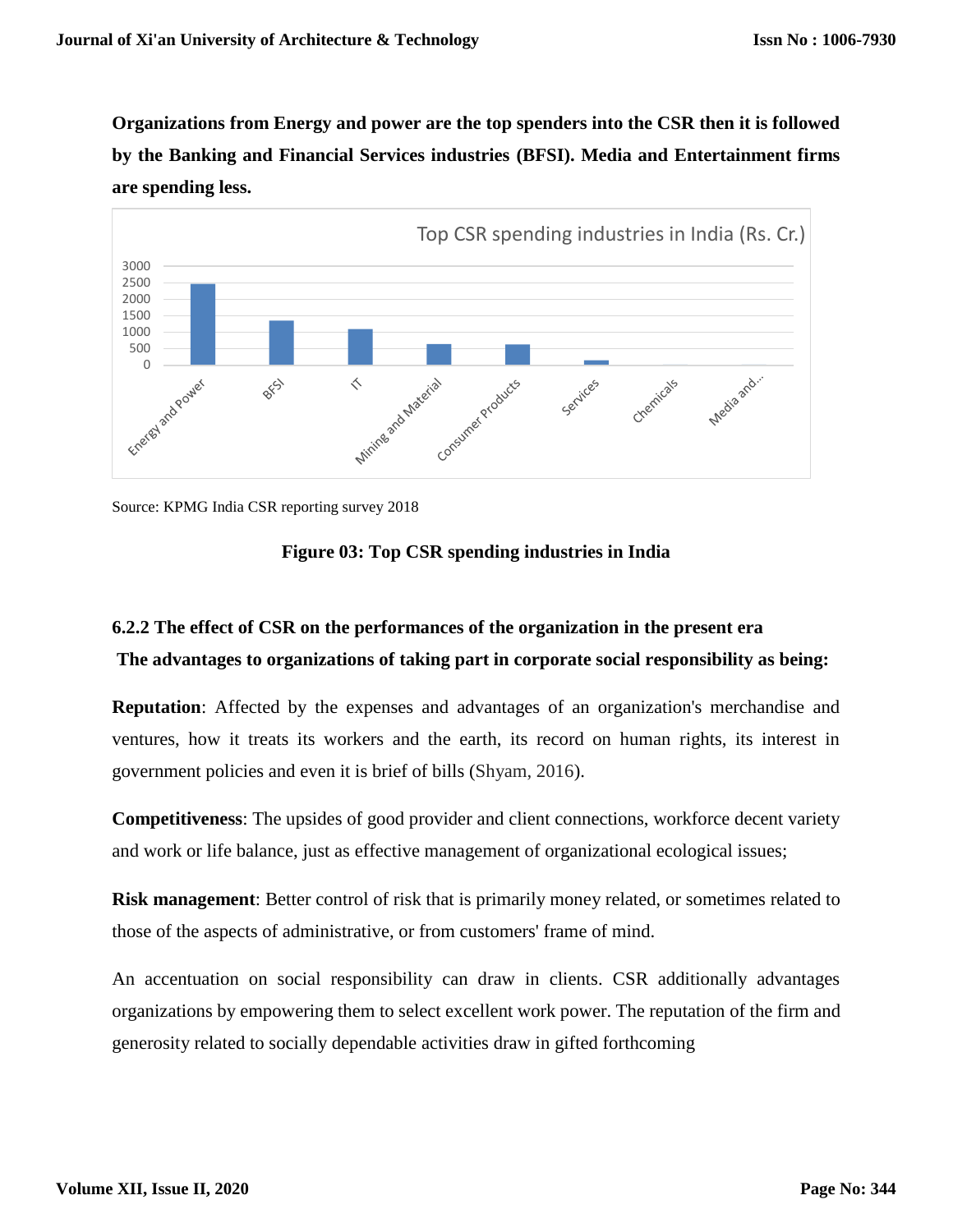**Organizations from Energy and power are the top spenders into the CSR then it is followed by the Banking and Financial Services industries (BFSI). Media and Entertainment firms are spending less.**

Source: KPMG India CSR reporting survey 2018

**Figure 03: Top CSR spending industries in India**

### 6.2.2 The effect of CSR on the performances of the organization in the present era

**The advantages to organizations of taking part in corporate social responsibility as being:**

**Reputation**: Affected by the expenses and advantages of an organization's merchandise and ventures, how it treats its workers and the earth, its record on human rights, its interest in government policies and even it is brief of bills (Shyam, 2016).

**Competitiveness**: The upsides of good provider and client connections, workforce decent variety and work or life balance, just as effective management of organizational ecological issues;

**Risk management**: Better control of risk that is primarily money related, or sometimes related to those of the aspects of administrative, or from customers' frame of mind.

An accentuation on social responsibility can draw in clients. CSR additionally advantages organizations by empowering them to select excellent work power. The reputation of the firm and generosity related to socially dependable activities draw in gifted forthcoming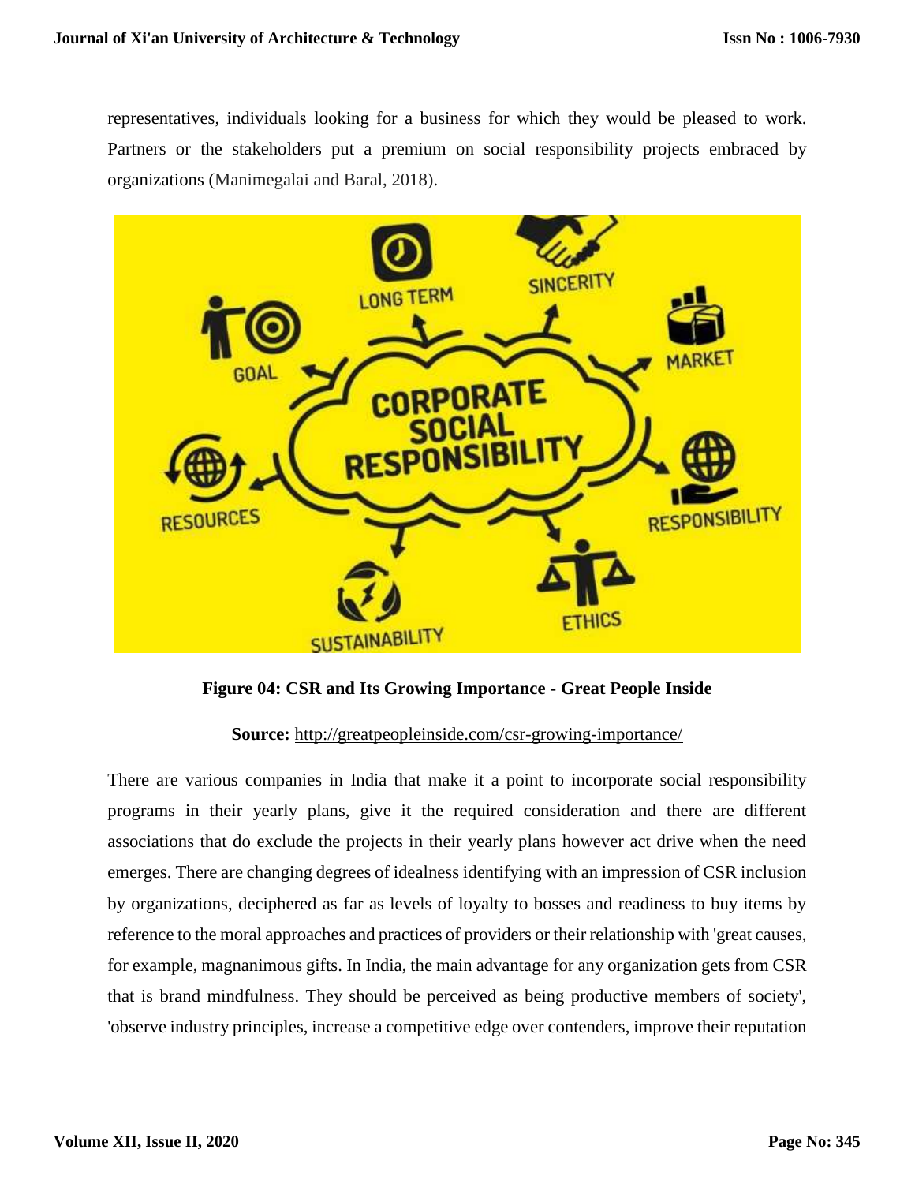representatives, individuals looking for a business for which they would be pleased to work. Partners or the stakeholders put a premium on social responsibility projects embraced by organizations (Manimegalai and Baral, 2018).

**Figure 04: CSR and Its Growing Importance - Great People Inside**

**Source:** http://greatpeopleinside.com/csr-growing-importance/

There are various companies in India that make it a point to incorporate social responsibility programs in their yearly plans, give it the required consideration and there are different associations that do exclude the projects in their yearly plans however act drive when the need emerges. There are changing degrees of idealness identifying with an impression of CSR inclusion by organizations, deciphered as far as levels of loyalty to bosses and readiness to buy items by reference to the moral approaches and practices of providers or their relationship with 'great causes, for example, magnanimous gifts. In India, the main advantage for any organization gets from CSR that is brand mindfulness. They should be perceived as being productive members of society', 'observe industry principles, increase a competitive edge over contenders, improve their reputation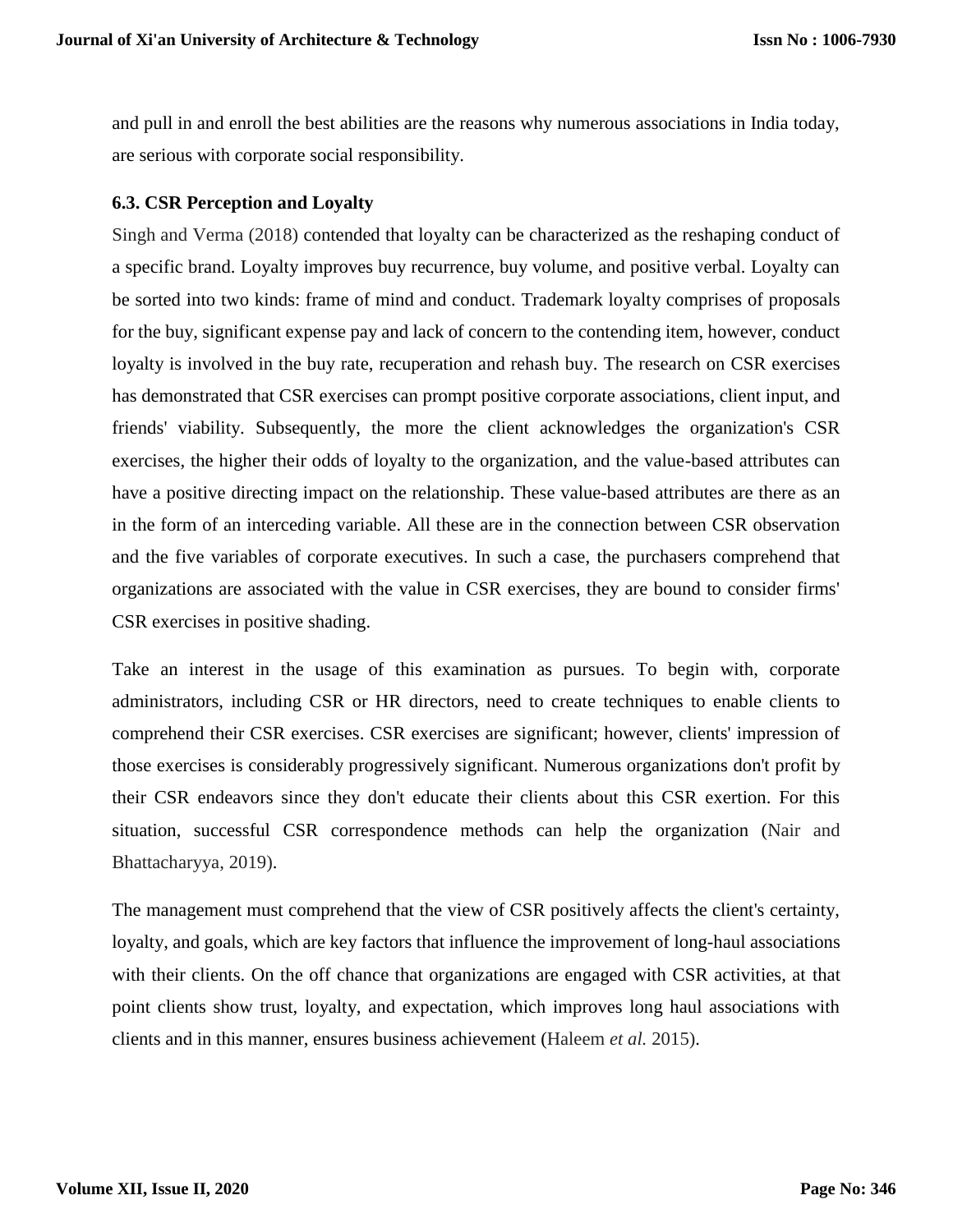and pull in and enroll the best abilities are the reasons why numerous associations in India today, are serious with corporate social responsibility.

### 6.3. CSR Perception and Loyalty

Singh and Verma (2018) contended that loyalty can be characterized as the reshaping conduct of a specific brand. Loyalty improves buy recurrence, buy volume, and positive verbal. Loyalty can be sorted into two kinds: frame of mind and conduct. Trademark loyalty comprises of proposals for the buy, significant expense pay and lack of concern to the contending item, however, conduct loyalty is involved in the buy rate, recuperation and rehash buy. The research on CSR exercises has demonstrated that CSR exercises can prompt positive corporate associations, client input, and friends' viability. Subsequently, the more the client acknowledges the organization's CSR exercises, the higher their odds of loyalty to the organization, and the value-based attributes can have a positive directing impact on the relationship. These value-based attributes are there as an in the form of an interceding variable. All these are in the connection between CSR observation and the five variables of corporate executives. In such a case, the purchasers comprehend that organizations are associated with the value in CSR exercises, they are bound to consider firms' CSR exercises in positive shading.

Take an interest in the usage of this examination as pursues. To begin with, corporate administrators, including CSR or HR directors, need to create techniques to enable clients to comprehend their CSR exercises. CSR exercises are significant; however, clients' impression of those exercises is considerably progressively significant. Numerous organizations don't profit by their CSR endeavors since they don't educate their clients about this CSR exertion. For this situation, successful CSR correspondence methods can help the organization (Nair and Bhattacharyya, 2019).

The management must comprehend that the view of CSR positively affects the client's certainty, loyalty, and goals, which are key factors that influence the improvement of long-haul associations with their clients. On the off chance that organizations are engaged with CSR activities, at that point clients show trust, loyalty, and expectation, which improves long haul associations with clients and in this manner, ensures business achievement (Haleem *et al.* 2015).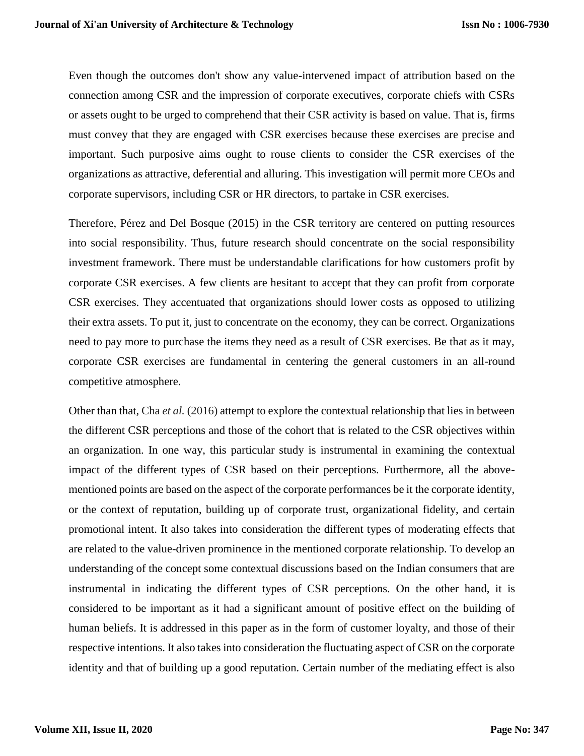Even though the outcomes don't show any value-intervened impact of attribution based on the connection among CSR and the impression of corporate executives, corporate chiefs with CSRs or assets ought to be urged to comprehend that their CSR activity is based on value. That is, firms must convey that they are engaged with CSR exercises because these exercises are precise and important. Such purposive aims ought to rouse clients to consider the CSR exercises of the organizations as attractive, deferential and alluring. This investigation will permit more CEOs and corporate supervisors, including CSR or HR directors, to partake in CSR exercises.

Therefore, Pérez and Del Bosque (2015) in the CSR territory are centered on putting resources into social responsibility. Thus, future research should concentrate on the social responsibility investment framework. There must be understandable clarifications for how customers profit by corporate CSR exercises. A few clients are hesitant to accept that they can profit from corporate CSR exercises. They accentuated that organizations should lower costs as opposed to utilizing their extra assets. To put it, just to concentrate on the economy, they can be correct. Organizations need to pay more to purchase the items they need as a result of CSR exercises. Be that as it may, corporate CSR exercises are fundamental in centering the general customers in an all-round competitive atmosphere.

Other than that, Cha *et al.* (2016) attempt to explore the contextual relationship that lies in between the different CSR perceptions and those of the cohort that is related to the CSR objectives within an organization. In one way, this particular study is instrumental in examining the contextual impact of the different types of CSR based on their perceptions. Furthermore, all the above-mentioned points are based on the aspect of the corporate performances be it the corporate identity, or the context of reputation, building up of corporate trust, organizational fidelity, and certain promotional intent. It also takes into consideration the different types of moderating effects that are related to the value-driven prominence in the mentioned corporate relationship. To develop an understanding of the concept some contextual discussions based on the Indian consumers that are instrumental in indicating the different types of CSR perceptions. On the other hand, it is considered to be important as it had a significant amount of positive effect on the building of human beliefs. It is addressed in this paper as in the form of customer loyalty, and those of their respective intentions. It also takes into consideration the fluctuating aspect of CSR on the corporate identity and that of building up a good reputation. Certain number of the mediating effect is also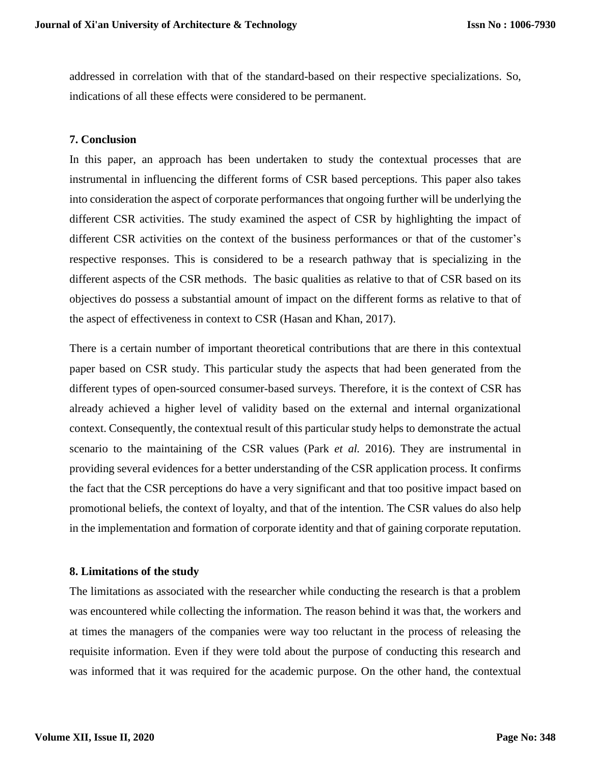addressed in correlation with that of the standard-based on their respective specializations. So, indications of all these effects were considered to be permanent.

## 7. Conclusion

In this paper, an approach has been undertaken to study the contextual processes that are instrumental in influencing the different forms of CSR based perceptions. This paper also takes into consideration the aspect of corporate performances that ongoing further will be underlying the different CSR activities. The study examined the aspect of CSR by highlighting the impact of different CSR activities on the context of the business performances or that of the customer's respective responses. This is considered to be a research pathway that is specializing in the different aspects of the CSR methods. The basic qualities as relative to that of CSR based on its objectives do possess a substantial amount of impact on the different forms as relative to that of the aspect of effectiveness in context to CSR (Hasan and Khan, 2017).

There is a certain number of important theoretical contributions that are there in this contextual paper based on CSR study. This particular study the aspects that had been generated from the different types of open-sourced consumer-based surveys. Therefore, it is the context of CSR has already achieved a higher level of validity based on the external and internal organizational context. Consequently, the contextual result of this particular study helps to demonstrate the actual scenario to the maintaining of the CSR values (Park *et al.* 2016). They are instrumental in providing several evidences for a better understanding of the CSR application process. It confirms the fact that the CSR perceptions do have a very significant and that too positive impact based on promotional beliefs, the context of loyalty, and that of the intention. The CSR values do also help in the implementation and formation of corporate identity and that of gaining corporate reputation.

## 8. Limitations of the study

The limitations as associated with the researcher while conducting the research is that a problem was encountered while collecting the information. The reason behind it was that, the workers and at times the managers of the companies were way too reluctant in the process of releasing the requisite information. Even if they were told about the purpose of conducting this research and was informed that it was required for the academic purpose. On the other hand, the contextual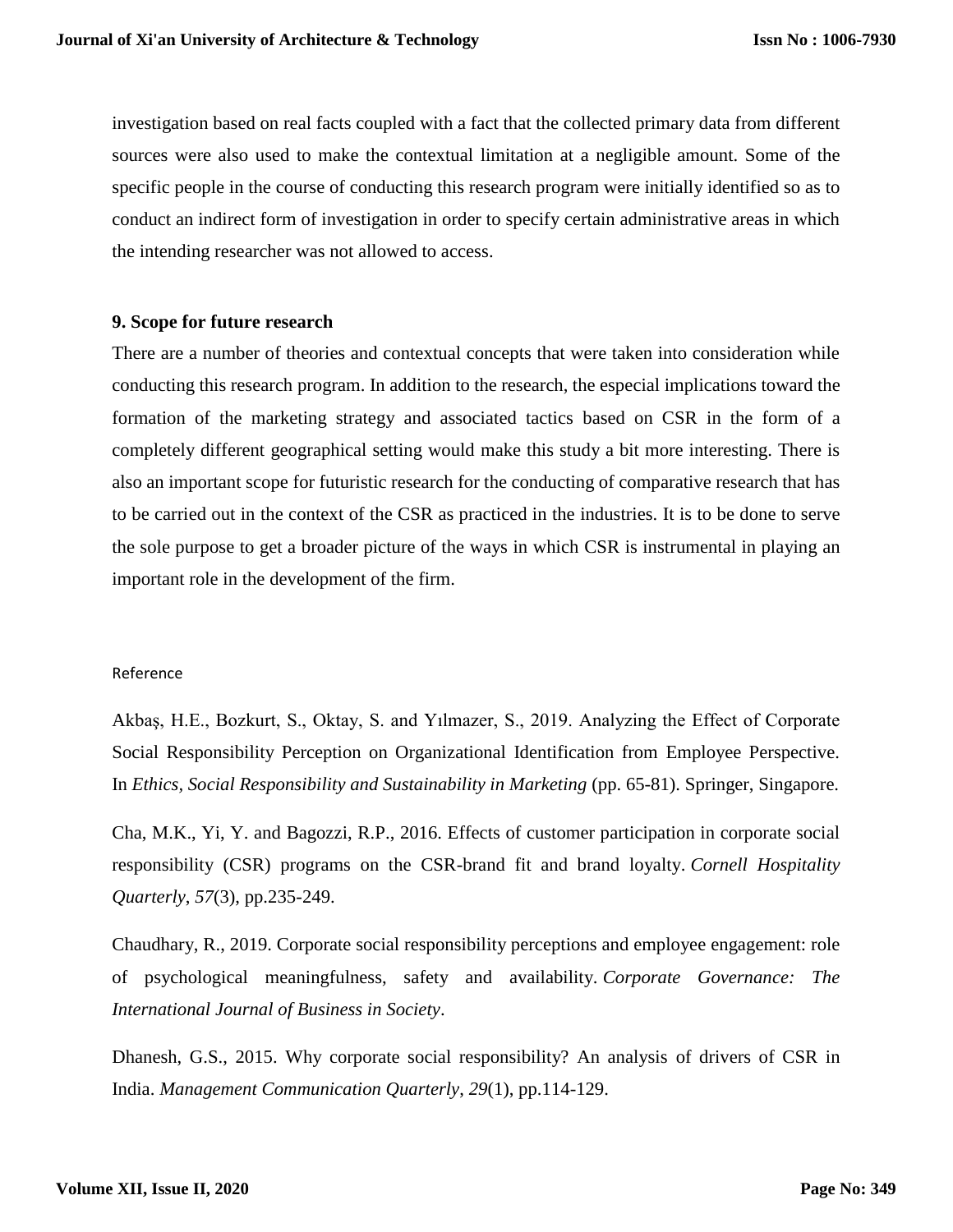investigation based on real facts coupled with a fact that the collected primary data from different sources were also used to make the contextual limitation at a negligible amount. Some of the specific people in the course of conducting this research program were initially identified so as to conduct an indirect form of investigation in order to specify certain administrative areas in which the intending researcher was not allowed to access.

## 9. Scope for future research

There are a number of theories and contextual concepts that were taken into consideration while conducting this research program. In addition to the research, the especial implications toward the formation of the marketing strategy and associated tactics based on CSR in the form of a completely different geographical setting would make this study a bit more interesting. There is also an important scope for futuristic research for the conducting of comparative research that has to be carried out in the context of the CSR as practiced in the industries. It is to be done to serve the sole purpose to get a broader picture of the ways in which CSR is instrumental in playing an important role in the development of the firm.

## Reference

Akbaş, H.E., Bozkurt, S., Oktay, S. and Yılmazer, S., 2019. Analyzing the Effect of Corporate Social Responsibility Perception on Organizational Identification from Employee Perspective. In *Ethics, Social Responsibility and Sustainability in Marketing* (pp. 65-81). Springer, Singapore.

Cha, M.K., Yi, Y. and Bagozzi, R.P., 2016. Effects of customer participation in corporate social responsibility (CSR) programs on the CSR-brand fit and brand loyalty. *Cornell Hospitality Quarterly*, *57*(3), pp.235-249.

Chaudhary, R., 2019. Corporate social responsibility perceptions and employee engagement: role of psychological meaningfulness, safety and availability. *Corporate Governance: The International Journal of Business in Society*.

Dhanesh, G.S., 2015. Why corporate social responsibility? An analysis of drivers of CSR in India. *Management Communication Quarterly*, *29*(1), pp.114-129.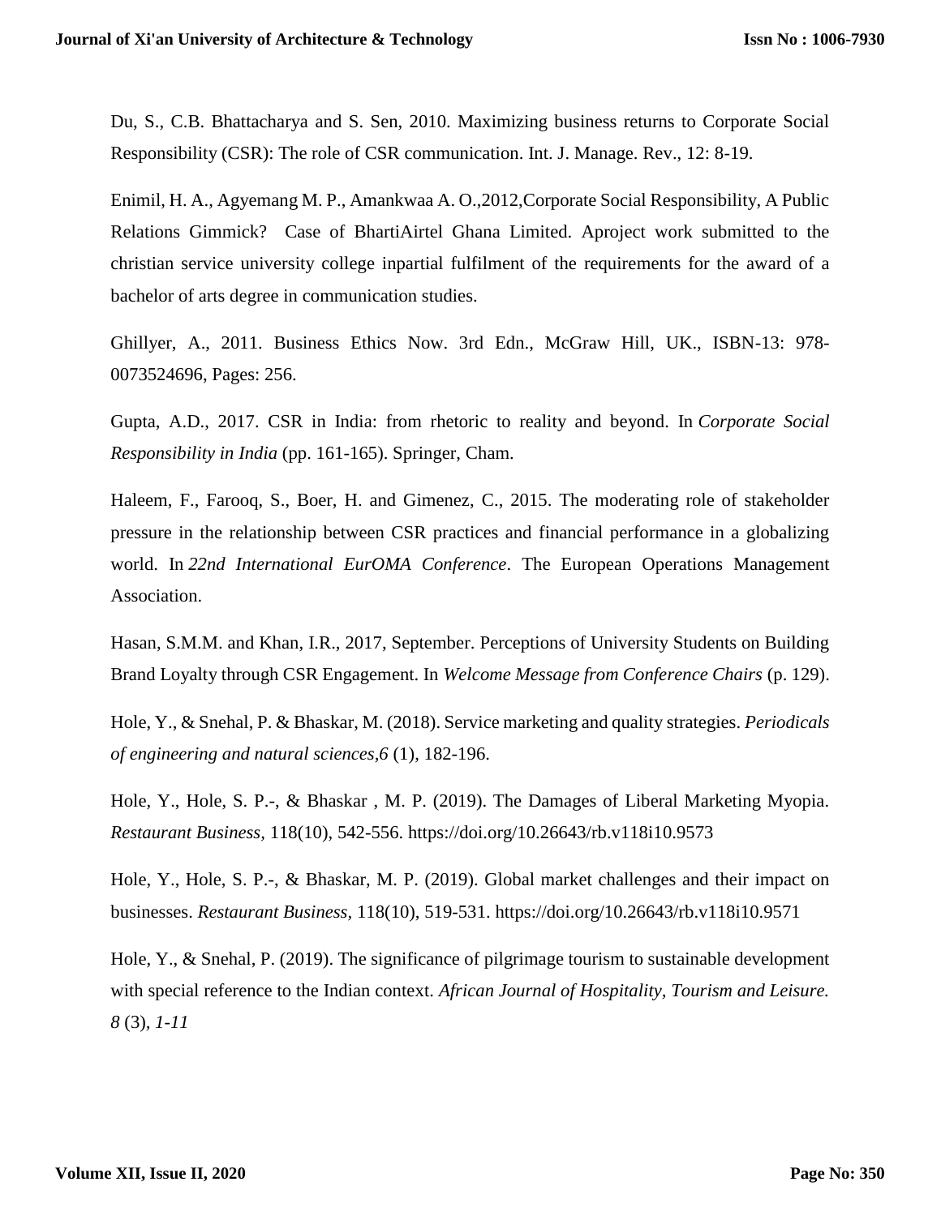Du, S., C.B. Bhattacharya and S. Sen, 2010. Maximizing business returns to Corporate Social Responsibility (CSR): The role of CSR communication. Int. J. Manage. Rev., 12: 8-19.

Enimil, H. A., Agyemang M. P., Amankwaa A. O.,2012,Corporate Social Responsibility, A Public Relations Gimmick? Case of BhartiAirtel Ghana Limited. Aproject work submitted to the christian service university college inpartial fulfilment of the requirements for the award of a bachelor of arts degree in communication studies.

Ghillyer, A., 2011. Business Ethics Now. 3rd Edn., McGraw Hill, UK., ISBN-13: 978-0073524696, Pages: 256.

Gupta, A.D., 2017. CSR in India: from rhetoric to reality and beyond. In *Corporate Social Responsibility in India* (pp. 161-165). Springer, Cham.

Haleem, F., Farooq, S., Boer, H. and Gimenez, C., 2015. The moderating role of stakeholder pressure in the relationship between CSR practices and financial performance in a globalizing world. In *22nd International EurOMA Conference*. The European Operations Management Association.

Hasan, S.M.M. and Khan, I.R., 2017, September. Perceptions of University Students on Building Brand Loyalty through CSR Engagement. In *Welcome Message from Conference Chairs* (p. 129).

Hole, Y., & Snehal, P. & Bhaskar, M. (2018). Service marketing and quality strategies. *Periodicals of engineering and natural sciences,6* (1), 182-196.

Hole, Y., Hole, S. P.-, & Bhaskar , M. P. (2019). The Damages of Liberal Marketing Myopia. *Restaurant Business*, 118(10), 542-556. https://doi.org/10.26643/rb.v118i10.9573

Hole, Y., Hole, S. P.-, & Bhaskar, M. P. (2019). Global market challenges and their impact on businesses. *Restaurant Business*, 118(10), 519-531. https://doi.org/10.26643/rb.v118i10.9571

Hole, Y., & Snehal, P. (2019). The significance of pilgrimage tourism to sustainable development with special reference to the Indian context. *African Journal of Hospitality, Tourism and Leisure. 8* (3), *1-11*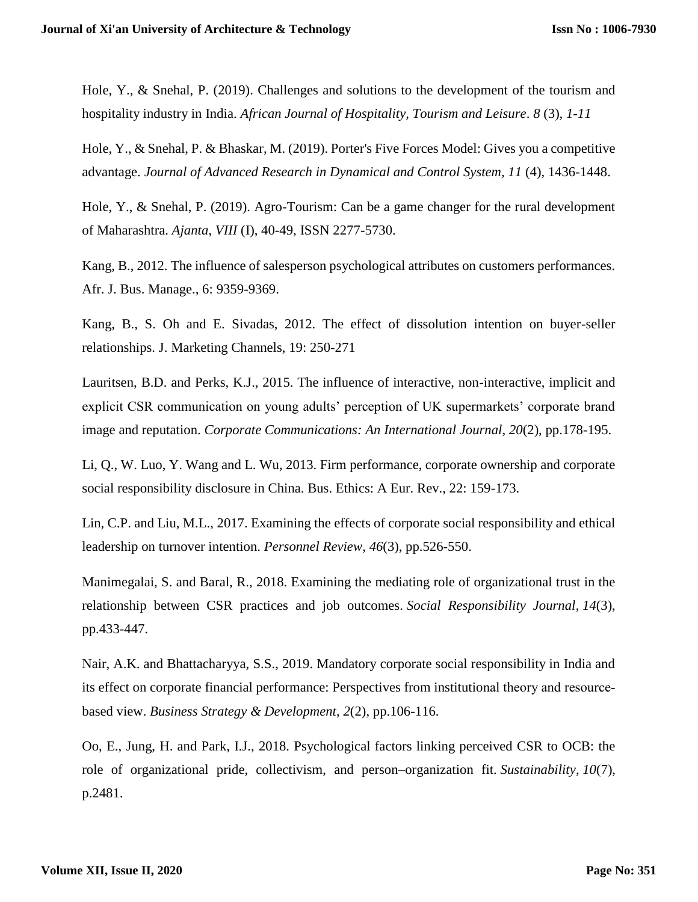Hole, Y., & Snehal, P. (2019). Challenges and solutions to the development of the tourism and hospitality industry in India. *African Journal of Hospitality, Tourism and Leisure*. *8* (3)*, 1-11*

Hole, Y., & Snehal, P. & Bhaskar, M. (2019). Porter's Five Forces Model: Gives you a competitive advantage. *Journal of Advanced Research in Dynamical and Control System, 11* (4), 1436-1448.

Hole, Y., & Snehal, P. (2019). Agro-Tourism: Can be a game changer for the rural development of Maharashtra. *Ajanta*, *VIII* (I), 40-49, ISSN 2277-5730.

Kang, B., 2012. The influence of salesperson psychological attributes on customers performances. Afr. J. Bus. Manage., 6: 9359-9369.

Kang, B., S. Oh and E. Sivadas, 2012. The effect of dissolution intention on buyer-seller relationships. J. Marketing Channels, 19: 250-271

Lauritsen, B.D. and Perks, K.J., 2015. The influence of interactive, non-interactive, implicit and explicit CSR communication on young adults' perception of UK supermarkets' corporate brand image and reputation. *Corporate Communications: An International Journal*, *20*(2), pp.178-195.

Li, Q., W. Luo, Y. Wang and L. Wu, 2013. Firm performance, corporate ownership and corporate social responsibility disclosure in China. Bus. Ethics: A Eur. Rev., 22: 159-173.

Lin, C.P. and Liu, M.L., 2017. Examining the effects of corporate social responsibility and ethical leadership on turnover intention. *Personnel Review*, *46*(3), pp.526-550.

Manimegalai, S. and Baral, R., 2018. Examining the mediating role of organizational trust in the relationship between CSR practices and job outcomes. *Social Responsibility Journal*, *14*(3), pp.433-447.

Nair, A.K. and Bhattacharyya, S.S., 2019. Mandatory corporate social responsibility in India and its effect on corporate financial performance: Perspectives from institutional theory and resource-based view. *Business Strategy & Development*, *2*(2), pp.106-116.

Oo, E., Jung, H. and Park, I.J., 2018. Psychological factors linking perceived CSR to OCB: the role of organizational pride, collectivism, and person–organization fit. *Sustainability*, *10*(7), p.2481.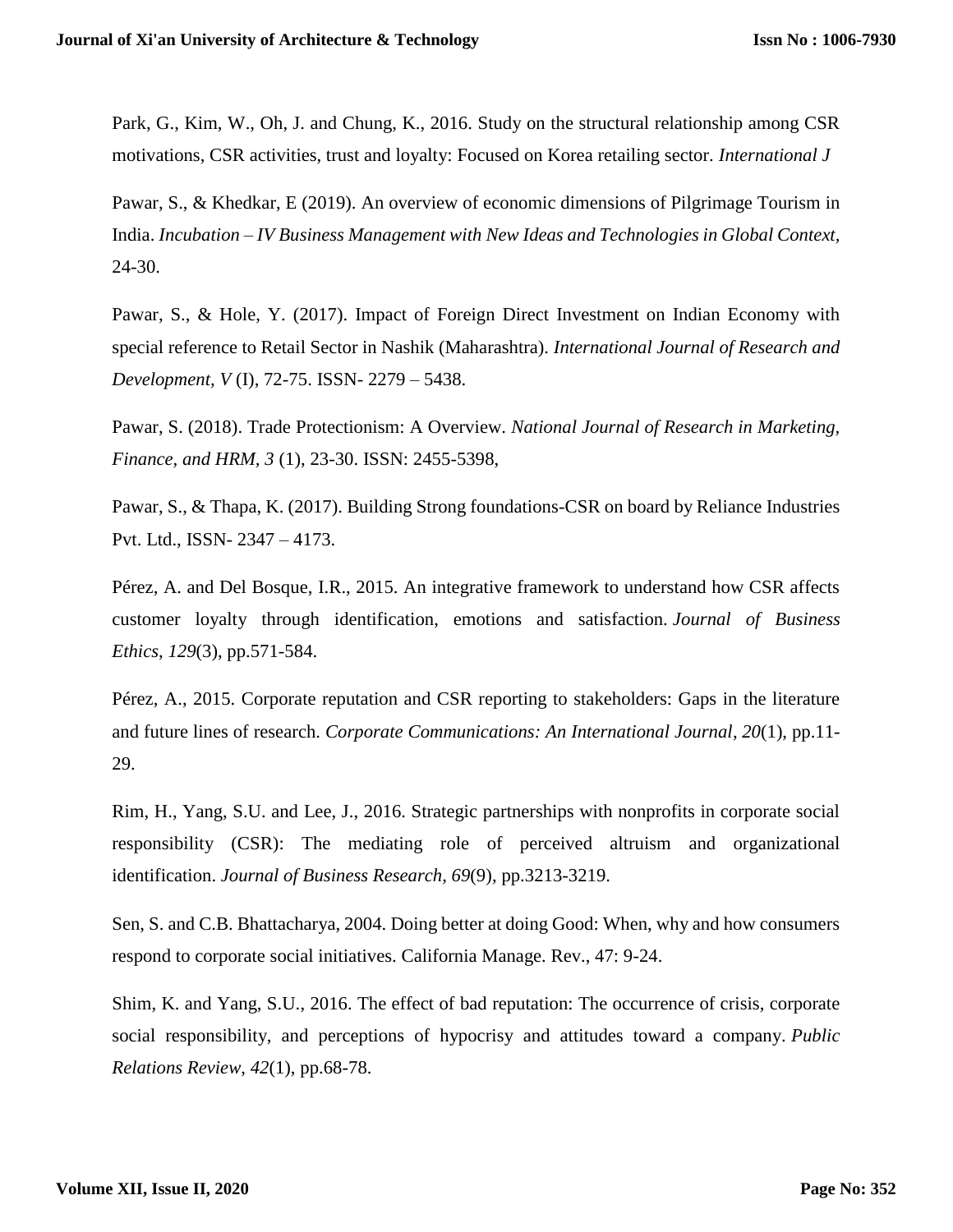Park, G., Kim, W., Oh, J. and Chung, K., 2016. Study on the structural relationship among CSR motivations, CSR activities, trust and loyalty: Focused on Korea retailing sector. *International J*

Pawar, S., & Khedkar, E (2019). An overview of economic dimensions of Pilgrimage Tourism in India. *Incubation – IV Business Management with New Ideas and Technologies in Global Context*, 24-30.

Pawar, S., & Hole, Y. (2017). Impact of Foreign Direct Investment on Indian Economy with special reference to Retail Sector in Nashik (Maharashtra). *International Journal of Research and Development, V* (I), 72-75. ISSN- 2279 – 5438.

Pawar, S. (2018). Trade Protectionism: A Overview. *National Journal of Research in Marketing, Finance, and HRM, 3* (1), 23-30. ISSN: 2455-5398,

Pawar, S., & Thapa, K. (2017). Building Strong foundations-CSR on board by Reliance Industries Pvt. Ltd., ISSN- 2347 – 4173.

Pérez, A. and Del Bosque, I.R., 2015. An integrative framework to understand how CSR affects customer loyalty through identification, emotions and satisfaction. *Journal of Business Ethics*, *129*(3), pp.571-584.

Pérez, A., 2015. Corporate reputation and CSR reporting to stakeholders: Gaps in the literature and future lines of research. *Corporate Communications: An International Journal*, *20*(1), pp.11-29.

Rim, H., Yang, S.U. and Lee, J., 2016. Strategic partnerships with nonprofits in corporate social responsibility (CSR): The mediating role of perceived altruism and organizational identification. *Journal of Business Research*, *69*(9), pp.3213-3219.

Sen, S. and C.B. Bhattacharya, 2004. Doing better at doing Good: When, why and how consumers respond to corporate social initiatives. California Manage. Rev., 47: 9-24.

Shim, K. and Yang, S.U., 2016. The effect of bad reputation: The occurrence of crisis, corporate social responsibility, and perceptions of hypocrisy and attitudes toward a company. *Public Relations Review*, *42*(1), pp.68-78.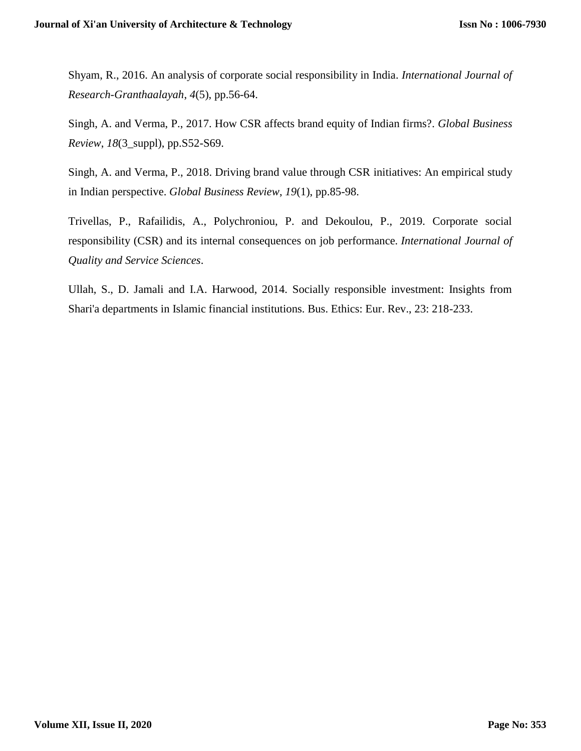Shyam, R., 2016. An analysis of corporate social responsibility in India. *International Journal of Research-Granthaalayah*, *4*(5), pp.56-64.

Singh, A. and Verma, P., 2017. How CSR affects brand equity of Indian firms?. *Global Business Review*, *18*(3_suppl), pp.S52-S69.

Singh, A. and Verma, P., 2018. Driving brand value through CSR initiatives: An empirical study in Indian perspective. *Global Business Review*, *19*(1), pp.85-98.

Trivellas, P., Rafailidis, A., Polychroniou, P. and Dekoulou, P., 2019. Corporate social responsibility (CSR) and its internal consequences on job performance. *International Journal of Quality and Service Sciences*.

Ullah, S., D. Jamali and I.A. Harwood, 2014. Socially responsible investment: Insights from Shari'a departments in Islamic financial institutions. Bus. Ethics: Eur. Rev., 23: 218-233.